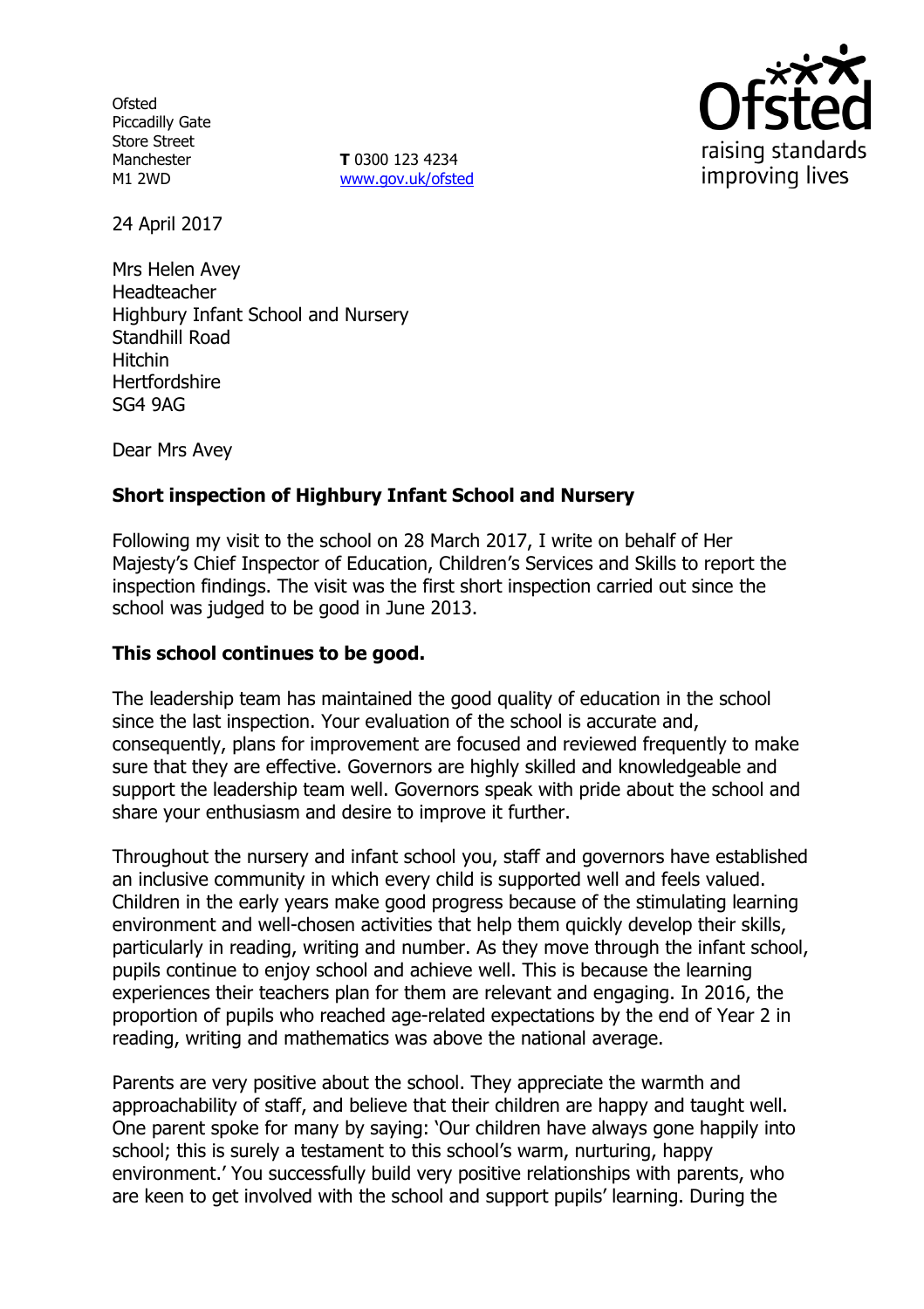Ofsted
Piccadilly Gate
Store Street
Manchester
M1 2WD

**T** 0300 123 4234
www.gov.uk/ofsted

24 April 2017

Mrs Helen Avey
Headteacher
Highbury Infant School and Nursery
Standhill Road
Hitchin
Hertfordshire
SG4 9AG

Dear Mrs Avey

**Short inspection of Highbury Infant School and Nursery**

Following my visit to the school on 28 March 2017, I write on behalf of Her Majesty's Chief Inspector of Education, Children's Services and Skills to report the inspection findings. The visit was the first short inspection carried out since the school was judged to be good in June 2013.

**This school continues to be good.**

The leadership team has maintained the good quality of education in the school since the last inspection. Your evaluation of the school is accurate and, consequently, plans for improvement are focused and reviewed frequently to make sure that they are effective. Governors are highly skilled and knowledgeable and support the leadership team well. Governors speak with pride about the school and share your enthusiasm and desire to improve it further.

Throughout the nursery and infant school you, staff and governors have established an inclusive community in which every child is supported well and feels valued. Children in the early years make good progress because of the stimulating learning environment and well-chosen activities that help them quickly develop their skills, particularly in reading, writing and number. As they move through the infant school, pupils continue to enjoy school and achieve well. This is because the learning experiences their teachers plan for them are relevant and engaging. In 2016, the proportion of pupils who reached age-related expectations by the end of Year 2 in reading, writing and mathematics was above the national average.

Parents are very positive about the school. They appreciate the warmth and approachability of staff, and believe that their children are happy and taught well. One parent spoke for many by saying: 'Our children have always gone happily into school; this is surely a testament to this school's warm, nurturing, happy environment.' You successfully build very positive relationships with parents, who are keen to get involved with the school and support pupils' learning. During the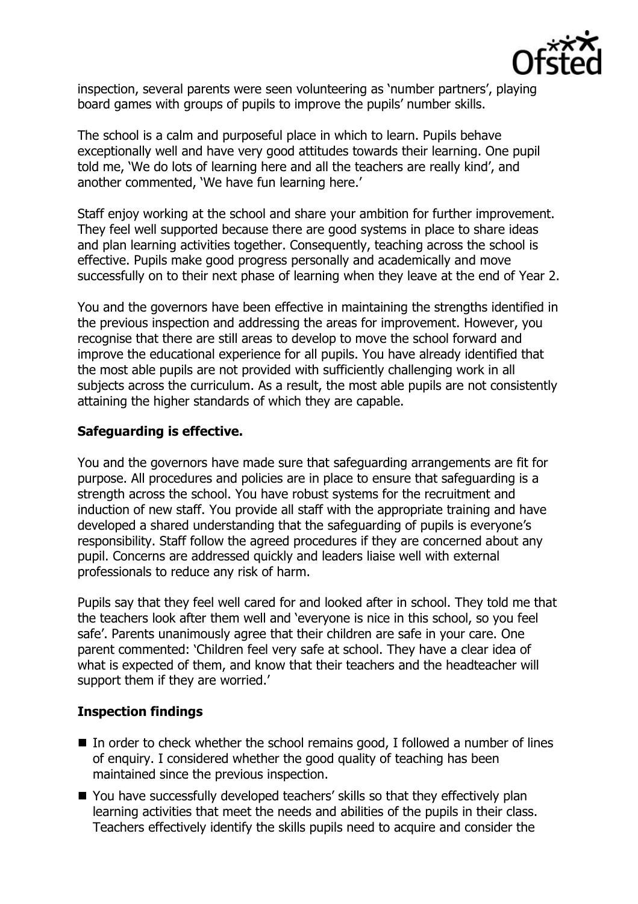inspection, several parents were seen volunteering as 'number partners', playing board games with groups of pupils to improve the pupils' number skills.

The school is a calm and purposeful place in which to learn. Pupils behave exceptionally well and have very good attitudes towards their learning. One pupil told me, 'We do lots of learning here and all the teachers are really kind', and another commented, 'We have fun learning here.'

Staff enjoy working at the school and share your ambition for further improvement. They feel well supported because there are good systems in place to share ideas and plan learning activities together. Consequently, teaching across the school is effective. Pupils make good progress personally and academically and move successfully on to their next phase of learning when they leave at the end of Year 2.

You and the governors have been effective in maintaining the strengths identified in the previous inspection and addressing the areas for improvement. However, you recognise that there are still areas to develop to move the school forward and improve the educational experience for all pupils. You have already identified that the most able pupils are not provided with sufficiently challenging work in all subjects across the curriculum. As a result, the most able pupils are not consistently attaining the higher standards of which they are capable.

**Safeguarding is effective.**

You and the governors have made sure that safeguarding arrangements are fit for purpose. All procedures and policies are in place to ensure that safeguarding is a strength across the school. You have robust systems for the recruitment and induction of new staff. You provide all staff with the appropriate training and have developed a shared understanding that the safeguarding of pupils is everyone's responsibility. Staff follow the agreed procedures if they are concerned about any pupil. Concerns are addressed quickly and leaders liaise well with external professionals to reduce any risk of harm.

Pupils say that they feel well cared for and looked after in school. They told me that the teachers look after them well and 'everyone is nice in this school, so you feel safe'. Parents unanimously agree that their children are safe in your care. One parent commented: 'Children feel very safe at school. They have a clear idea of what is expected of them, and know that their teachers and the headteacher will support them if they are worried.'

**Inspection findings**

- In order to check whether the school remains good, I followed a number of lines of enquiry. I considered whether the good quality of teaching has been maintained since the previous inspection.
- You have successfully developed teachers' skills so that they effectively plan learning activities that meet the needs and abilities of the pupils in their class. Teachers effectively identify the skills pupils need to acquire and consider the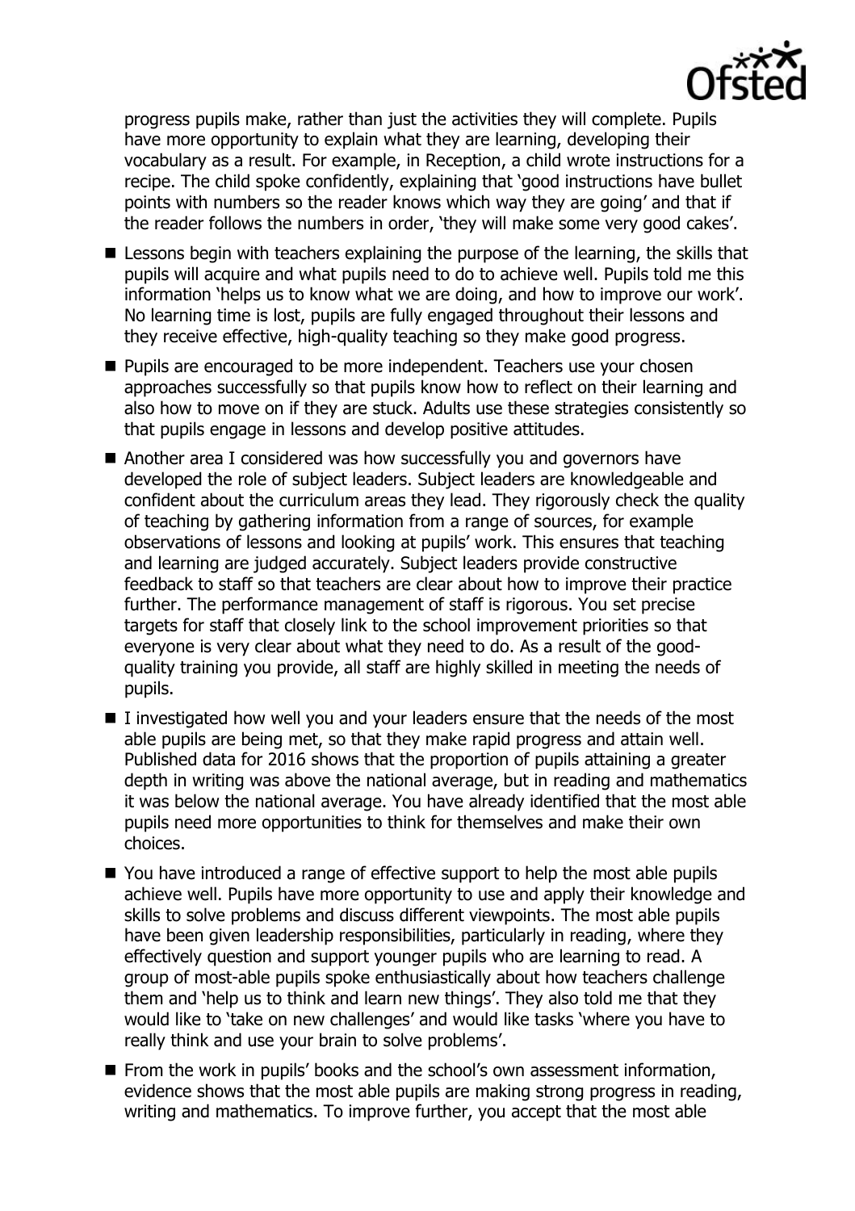progress pupils make, rather than just the activities they will complete. Pupils have more opportunity to explain what they are learning, developing their vocabulary as a result. For example, in Reception, a child wrote instructions for a recipe. The child spoke confidently, explaining that 'good instructions have bullet points with numbers so the reader knows which way they are going' and that if the reader follows the numbers in order, 'they will make some very good cakes'.

- Lessons begin with teachers explaining the purpose of the learning, the skills that pupils will acquire and what pupils need to do to achieve well. Pupils told me this information 'helps us to know what we are doing, and how to improve our work'. No learning time is lost, pupils are fully engaged throughout their lessons and they receive effective, high-quality teaching so they make good progress.
- Pupils are encouraged to be more independent. Teachers use your chosen approaches successfully so that pupils know how to reflect on their learning and also how to move on if they are stuck. Adults use these strategies consistently so that pupils engage in lessons and develop positive attitudes.
- Another area I considered was how successfully you and governors have developed the role of subject leaders. Subject leaders are knowledgeable and confident about the curriculum areas they lead. They rigorously check the quality of teaching by gathering information from a range of sources, for example observations of lessons and looking at pupils' work. This ensures that teaching and learning are judged accurately. Subject leaders provide constructive feedback to staff so that teachers are clear about how to improve their practice further. The performance management of staff is rigorous. You set precise targets for staff that closely link to the school improvement priorities so that everyone is very clear about what they need to do. As a result of the good-quality training you provide, all staff are highly skilled in meeting the needs of pupils.
- I investigated how well you and your leaders ensure that the needs of the most able pupils are being met, so that they make rapid progress and attain well. Published data for 2016 shows that the proportion of pupils attaining a greater depth in writing was above the national average, but in reading and mathematics it was below the national average. You have already identified that the most able pupils need more opportunities to think for themselves and make their own choices.
- You have introduced a range of effective support to help the most able pupils achieve well. Pupils have more opportunity to use and apply their knowledge and skills to solve problems and discuss different viewpoints. The most able pupils have been given leadership responsibilities, particularly in reading, where they effectively question and support younger pupils who are learning to read. A group of most-able pupils spoke enthusiastically about how teachers challenge them and 'help us to think and learn new things'. They also told me that they would like to 'take on new challenges' and would like tasks 'where you have to really think and use your brain to solve problems'.
- From the work in pupils' books and the school's own assessment information, evidence shows that the most able pupils are making strong progress in reading, writing and mathematics. To improve further, you accept that the most able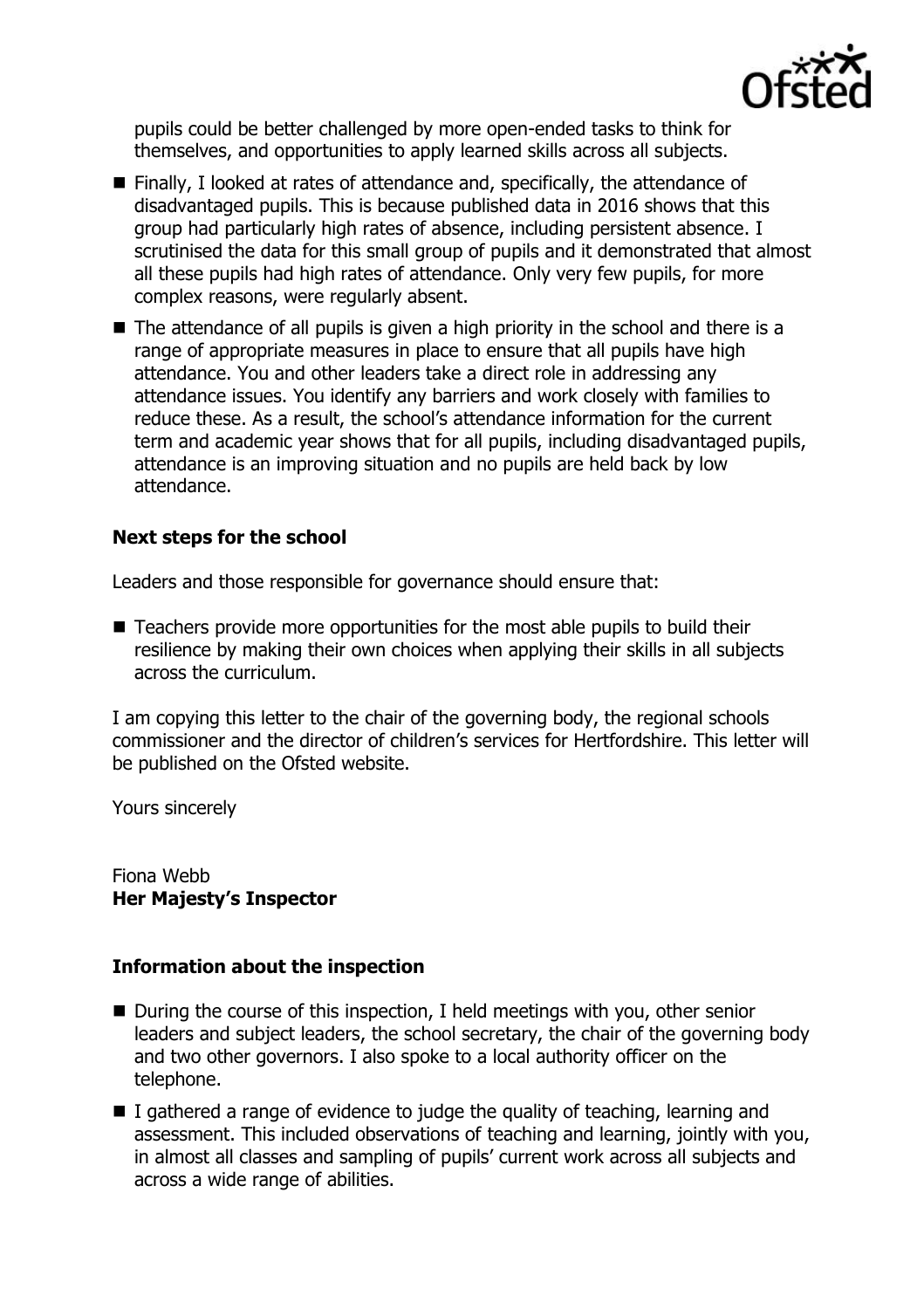pupils could be better challenged by more open-ended tasks to think for themselves, and opportunities to apply learned skills across all subjects.

- Finally, I looked at rates of attendance and, specifically, the attendance of disadvantaged pupils. This is because published data in 2016 shows that this group had particularly high rates of absence, including persistent absence. I scrutinised the data for this small group of pupils and it demonstrated that almost all these pupils had high rates of attendance. Only very few pupils, for more complex reasons, were regularly absent.
- The attendance of all pupils is given a high priority in the school and there is a range of appropriate measures in place to ensure that all pupils have high attendance. You and other leaders take a direct role in addressing any attendance issues. You identify any barriers and work closely with families to reduce these. As a result, the school's attendance information for the current term and academic year shows that for all pupils, including disadvantaged pupils, attendance is an improving situation and no pupils are held back by low attendance.

## Next steps for the school

Leaders and those responsible for governance should ensure that:

- Teachers provide more opportunities for the most able pupils to build their resilience by making their own choices when applying their skills in all subjects across the curriculum.

I am copying this letter to the chair of the governing body, the regional schools commissioner and the director of children's services for Hertfordshire. This letter will be published on the Ofsted website.

Yours sincerely

Fiona Webb
**Her Majesty's Inspector**

## Information about the inspection

- During the course of this inspection, I held meetings with you, other senior leaders and subject leaders, the school secretary, the chair of the governing body and two other governors. I also spoke to a local authority officer on the telephone.
- I gathered a range of evidence to judge the quality of teaching, learning and assessment. This included observations of teaching and learning, jointly with you, in almost all classes and sampling of pupils' current work across all subjects and across a wide range of abilities.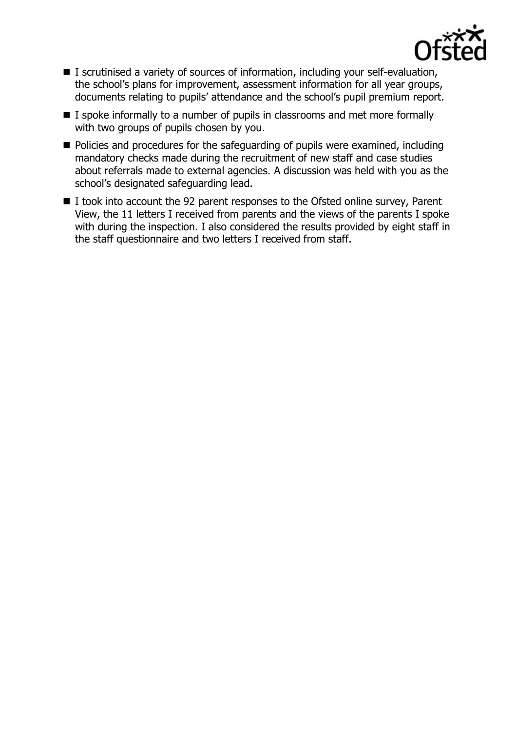- I scrutinised a variety of sources of information, including your self-evaluation, the school's plans for improvement, assessment information for all year groups, documents relating to pupils' attendance and the school's pupil premium report.
- I spoke informally to a number of pupils in classrooms and met more formally with two groups of pupils chosen by you.
- Policies and procedures for the safeguarding of pupils were examined, including mandatory checks made during the recruitment of new staff and case studies about referrals made to external agencies. A discussion was held with you as the school's designated safeguarding lead.
- I took into account the 92 parent responses to the Ofsted online survey, Parent View, the 11 letters I received from parents and the views of the parents I spoke with during the inspection. I also considered the results provided by eight staff in the staff questionnaire and two letters I received from staff.